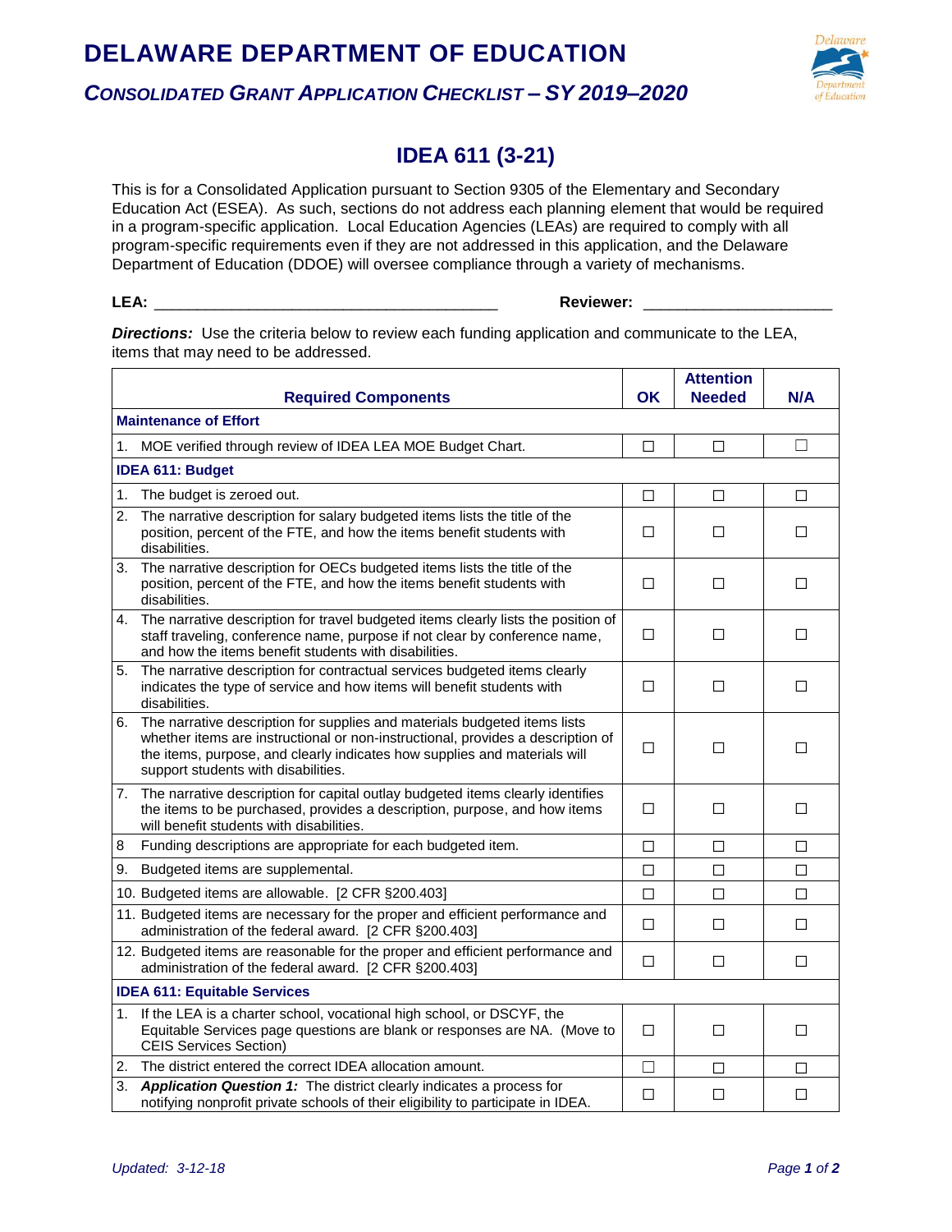# DELAWARE DEPARTMENT OF EDUCATION

## *CONSOLIDATED GRANT APPLICATION CHECKLIST – SY 2019–2020*

## IDEA 611 (3-21)

This is for a Consolidated Application pursuant to Section 9305 of the Elementary and Secondary Education Act (ESEA). As such, sections do not address each planning element that would be required in a program-specific application. Local Education Agencies (LEAs) are required to comply with all program-specific requirements even if they are not addressed in this application, and the Delaware Department of Education (DDOE) will oversee compliance through a variety of mechanisms.

**LEA:** ________________________________________ **Reviewer:** ______________________

***Directions:*** Use the criteria below to review each funding application and communicate to the LEA, items that may need to be addressed.

| Required Components | OK | Attention Needed | N/A |
|---|---|---|---|
| **Maintenance of Effort** | | | |
| 1. MOE verified through review of IDEA LEA MOE Budget Chart. | ☐ | ☐ | ☐ |
| **IDEA 611: Budget** | | | |
| 1. The budget is zeroed out. | ☐ | ☐ | ☐ |
| 2. The narrative description for salary budgeted items lists the title of the position, percent of the FTE, and how the items benefit students with disabilities. | ☐ | ☐ | ☐ |
| 3. The narrative description for OECs budgeted items lists the title of the position, percent of the FTE, and how the items benefit students with disabilities. | ☐ | ☐ | ☐ |
| 4. The narrative description for travel budgeted items clearly lists the position of staff traveling, conference name, purpose if not clear by conference name, and how the items benefit students with disabilities. | ☐ | ☐ | ☐ |
| 5. The narrative description for contractual services budgeted items clearly indicates the type of service and how items will benefit students with disabilities. | ☐ | ☐ | ☐ |
| 6. The narrative description for supplies and materials budgeted items lists whether items are instructional or non-instructional, provides a description of the items, purpose, and clearly indicates how supplies and materials will support students with disabilities. | ☐ | ☐ | ☐ |
| 7. The narrative description for capital outlay budgeted items clearly identifies the items to be purchased, provides a description, purpose, and how items will benefit students with disabilities. | ☐ | ☐ | ☐ |
| 8 Funding descriptions are appropriate for each budgeted item. | ☐ | ☐ | ☐ |
| 9. Budgeted items are supplemental. | ☐ | ☐ | ☐ |
| 10. Budgeted items are allowable. [2 CFR §200.403] | ☐ | ☐ | ☐ |
| 11. Budgeted items are necessary for the proper and efficient performance and administration of the federal award. [2 CFR §200.403] | ☐ | ☐ | ☐ |
| 12. Budgeted items are reasonable for the proper and efficient performance and administration of the federal award. [2 CFR §200.403] | ☐ | ☐ | ☐ |
| **IDEA 611: Equitable Services** | | | |
| 1. If the LEA is a charter school, vocational high school, or DSCYF, the Equitable Services page questions are blank or responses are NA. (Move to CEIS Services Section) | ☐ | ☐ | ☐ |
| 2. The district entered the correct IDEA allocation amount. | ☐ | ☐ | ☐ |
| 3. ***Application Question 1:*** The district clearly indicates a process for notifying nonprofit private schools of their eligibility to participate in IDEA. | ☐ | ☐ | ☐ |

*Updated: 3-12-18*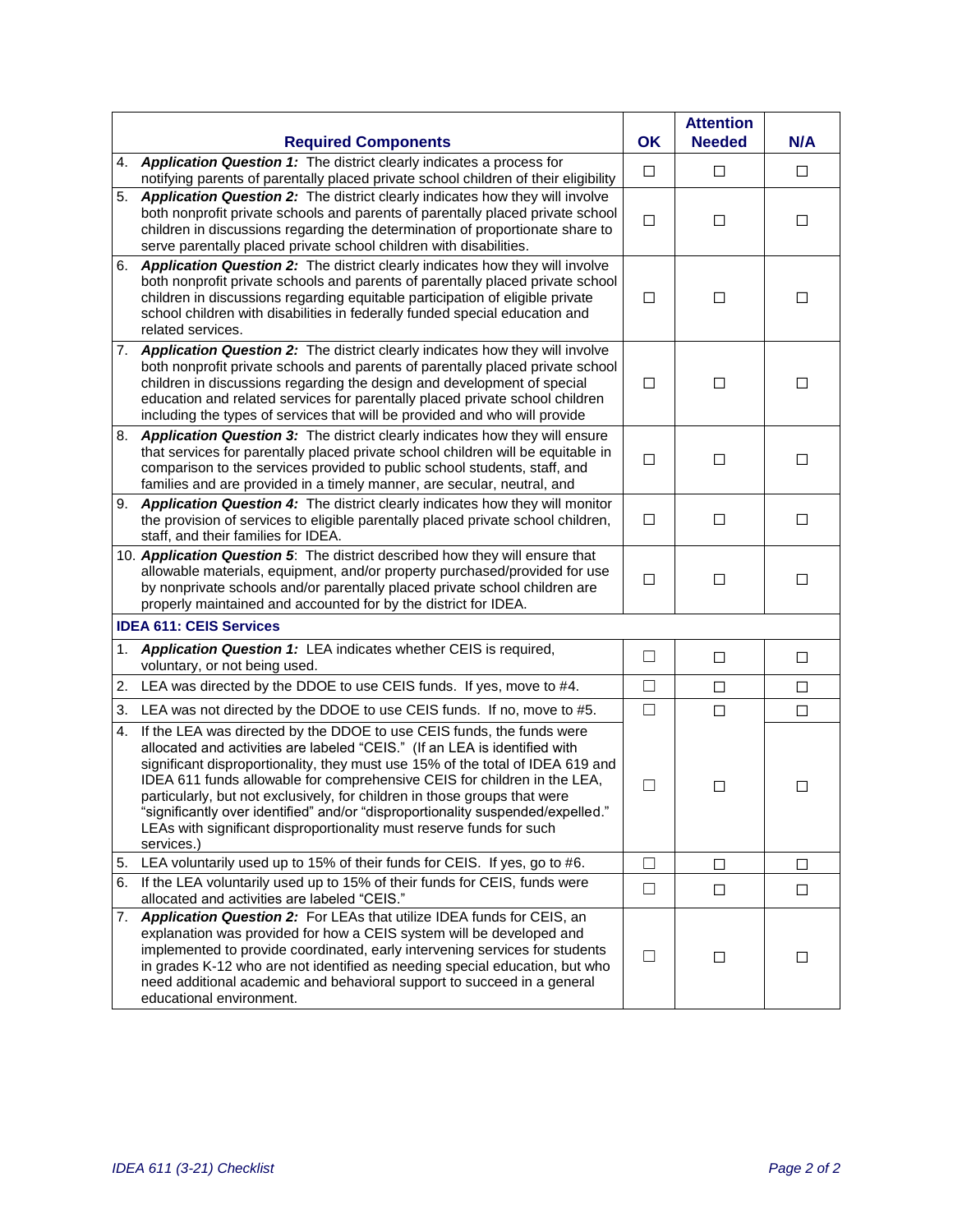| Required Components | OK | Attention Needed | N/A |
|---|---|---|---|
| 4. ***Application Question 1:*** The district clearly indicates a process for notifying parents of parentally placed private school children of their eligibility | ☐ | ☐ | ☐ |
| 5. ***Application Question 2:*** The district clearly indicates how they will involve both nonprofit private schools and parents of parentally placed private school children in discussions regarding the determination of proportionate share to serve parentally placed private school children with disabilities. | ☐ | ☐ | ☐ |
| 6. ***Application Question 2:*** The district clearly indicates how they will involve both nonprofit private schools and parents of parentally placed private school children in discussions regarding equitable participation of eligible private school children with disabilities in federally funded special education and related services. | ☐ | ☐ | ☐ |
| 7. ***Application Question 2:*** The district clearly indicates how they will involve both nonprofit private schools and parents of parentally placed private school children in discussions regarding the design and development of special education and related services for parentally placed private school children including the types of services that will be provided and who will provide | ☐ | ☐ | ☐ |
| 8. ***Application Question 3:*** The district clearly indicates how they will ensure that services for parentally placed private school children will be equitable in comparison to the services provided to public school students, staff, and families and are provided in a timely manner, are secular, neutral, and | ☐ | ☐ | ☐ |
| 9. ***Application Question 4:*** The district clearly indicates how they will monitor the provision of services to eligible parentally placed private school children, staff, and their families for IDEA. | ☐ | ☐ | ☐ |
| 10. ***Application Question 5***: The district described how they will ensure that allowable materials, equipment, and/or property purchased/provided for use by nonprivate schools and/or parentally placed private school children are properly maintained and accounted for by the district for IDEA. | ☐ | ☐ | ☐ |
| **IDEA 611: CEIS Services** | | | |
| 1. ***Application Question 1:*** LEA indicates whether CEIS is required, voluntary, or not being used. | ☐ | ☐ | ☐ |
| 2. LEA was directed by the DDOE to use CEIS funds. If yes, move to #4. | ☐ | ☐ | ☐ |
| 3. LEA was not directed by the DDOE to use CEIS funds. If no, move to #5. | ☐ | ☐ | ☐ |
| 4. If the LEA was directed by the DDOE to use CEIS funds, the funds were allocated and activities are labeled "CEIS." (If an LEA is identified with significant disproportionality, they must use 15% of the total of IDEA 619 and IDEA 611 funds allowable for comprehensive CEIS for children in the LEA, particularly, but not exclusively, for children in those groups that were "significantly over identified" and/or "disproportionality suspended/expelled." LEAs with significant disproportionality must reserve funds for such services.) | ☐ | ☐ | ☐ |
| 5. LEA voluntarily used up to 15% of their funds for CEIS. If yes, go to #6. | ☐ | ☐ | ☐ |
| 6. If the LEA voluntarily used up to 15% of their funds for CEIS, funds were allocated and activities are labeled "CEIS." | ☐ | ☐ | ☐ |
| 7. ***Application Question 2:*** For LEAs that utilize IDEA funds for CEIS, an explanation was provided for how a CEIS system will be developed and implemented to provide coordinated, early intervening services for students in grades K-12 who are not identified as needing special education, but who need additional academic and behavioral support to succeed in a general educational environment. | ☐ | ☐ | ☐ |